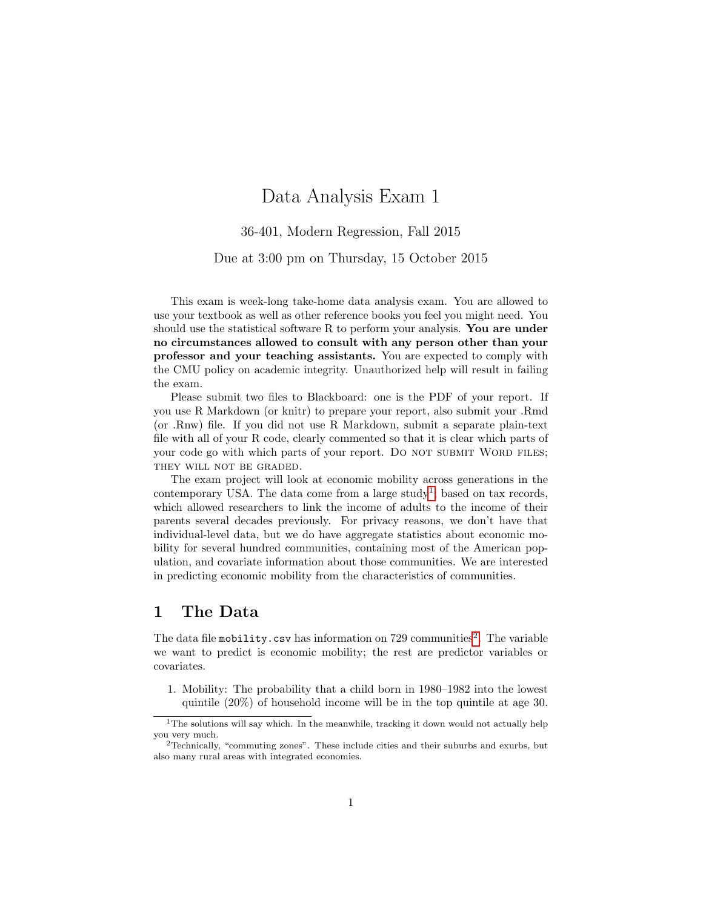# Data Analysis Exam 1

36-401, Modern Regression, Fall 2015

Due at 3:00 pm on Thursday, 15 October 2015

This exam is week-long take-home data analysis exam. You are allowed to use your textbook as well as other reference books you feel you might need. You should use the statistical software R to perform your analysis. **You are under no circumstances allowed to consult with any person other than your professor and your teaching assistants.** You are expected to comply with the CMU policy on academic integrity. Unauthorized help will result in failing the exam.

Please submit two files to Blackboard: one is the PDF of your report. If you use R Markdown (or knitr) to prepare your report, also submit your .Rmd (or .Rnw) file. If you did not use R Markdown, submit a separate plain-text file with all of your R code, clearly commented so that it is clear which parts of your code go with which parts of your report. Do not submit Word files; they will not be graded.

The exam project will look at economic mobility across generations in the contemporary USA. The data come from a large study[1], based on tax records, which allowed researchers to link the income of adults to the income of their parents several decades previously. For privacy reasons, we don't have that individual-level data, but we do have aggregate statistics about economic mobility for several hundred communities, containing most of the American population, and covariate information about those communities. We are interested in predicting economic mobility from the characteristics of communities.

## 1 The Data

The data file `mobility.csv` has information on 729 communities[2]. The variable we want to predict is economic mobility; the rest are predictor variables or covariates.

1. Mobility: The probability that a child born in 1980–1982 into the lowest quintile (20%) of household income will be in the top quintile at age 30.

[1] The solutions will say which. In the meanwhile, tracking it down would not actually help you very much.

[2] Technically, "commuting zones". These include cities and their suburbs and exurbs, but also many rural areas with integrated economies.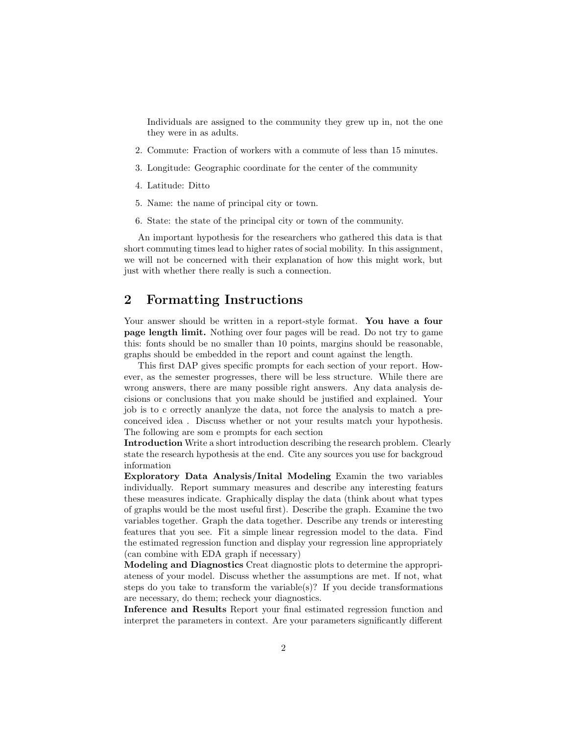Individuals are assigned to the community they grew up in, not the one they were in as adults.

2. Commute: Fraction of workers with a commute of less than 15 minutes.
3. Longitude: Geographic coordinate for the center of the community
4. Latitude: Ditto
5. Name: the name of principal city or town.
6. State: the state of the principal city or town of the community.

An important hypothesis for the researchers who gathered this data is that short commuting times lead to higher rates of social mobility. In this assignment, we will not be concerned with their explanation of how this might work, but just with whether there really is such a connection.

## 2 Formatting Instructions

Your answer should be written in a report-style format. **You have a four page length limit.** Nothing over four pages will be read. Do not try to game this: fonts should be no smaller than 10 points, margins should be reasonable, graphs should be embedded in the report and count against the length.

This first DAP gives specific prompts for each section of your report. However, as the semester progresses, there will be less structure. While there are wrong answers, there are many possible right answers. Any data analysis decisions or conclusions that you make should be justified and explained. Your job is to c orrectly ananlyze the data, not force the analysis to match a preconceived idea . Discuss whether or not your results match your hypothesis. The following are som e prompts for each section

**Introduction** Write a short introduction describing the research problem. Clearly state the research hypothesis at the end. Cite any sources you use for backgroud information

**Exploratory Data Analysis/Inital Modeling** Examin the two variables individually. Report summary measures and describe any interesting featurs these measures indicate. Graphically display the data (think about what types of graphs would be the most useful first). Describe the graph. Examine the two variables together. Graph the data together. Describe any trends or interesting features that you see. Fit a simple linear regression model to the data. Find the estimated regression function and display your regression line appropriately (can combine with EDA graph if necessary)

**Modeling and Diagnostics** Creat diagnostic plots to determine the appropriateness of your model. Discuss whether the assumptions are met. If not, what steps do you take to transform the variable(s)? If you decide transformations are necessary, do them; recheck your diagnostics.

**Inference and Results** Report your final estimated regression function and interpret the parameters in context. Are your parameters significantly different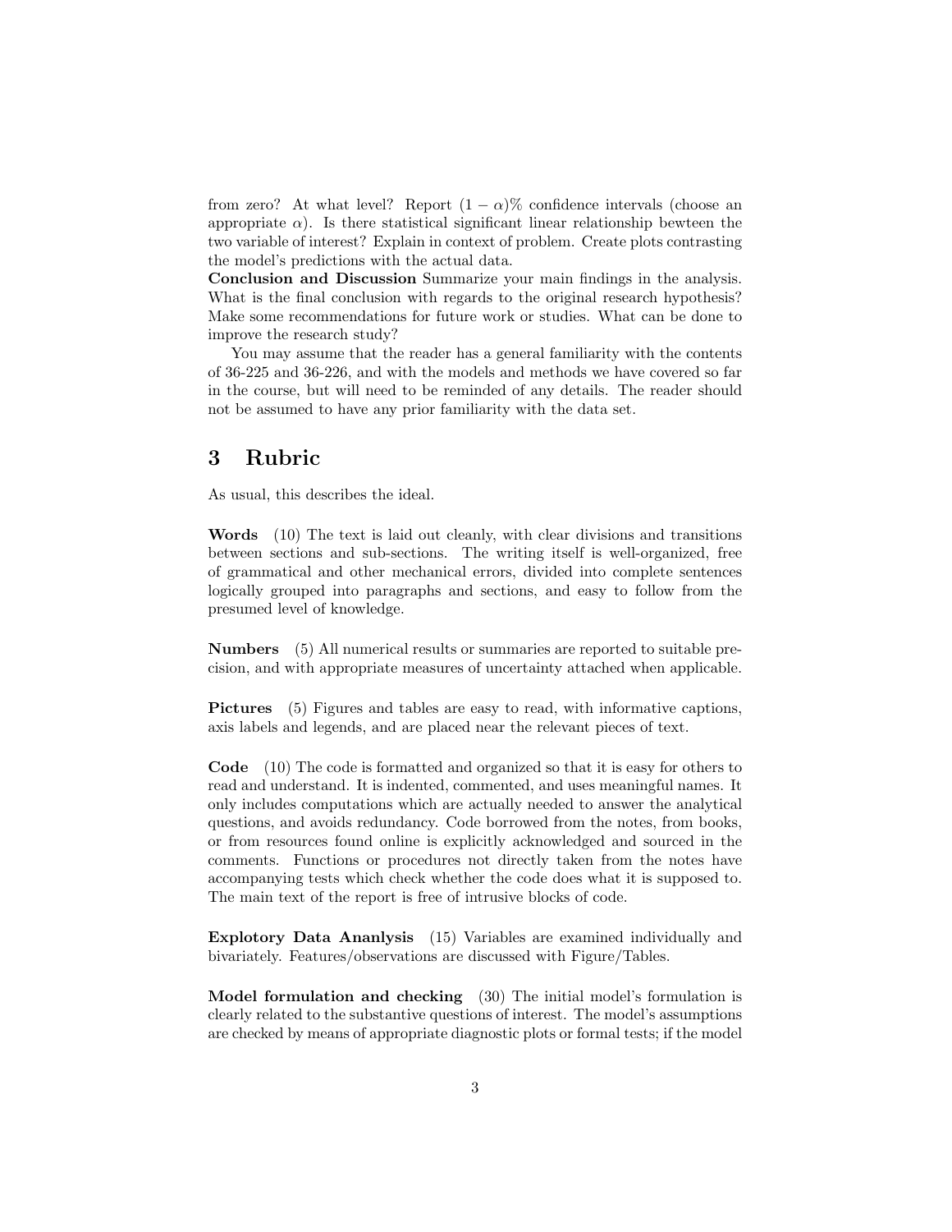from zero? At what level? Report $(1 - \alpha)\%$ confidence intervals (choose an appropriate $\alpha$). Is there statistical significant linear relationship bewteen the two variable of interest? Explain in context of problem. Create plots contrasting the model's predictions with the actual data.

**Conclusion and Discussion** Summarize your main findings in the analysis. What is the final conclusion with regards to the original research hypothesis? Make some recommendations for future work or studies. What can be done to improve the research study?

You may assume that the reader has a general familiarity with the contents of 36-225 and 36-226, and with the models and methods we have covered so far in the course, but will need to be reminded of any details. The reader should not be assumed to have any prior familiarity with the data set.

## 3 Rubric

As usual, this describes the ideal.

**Words** (10) The text is laid out cleanly, with clear divisions and transitions between sections and sub-sections. The writing itself is well-organized, free of grammatical and other mechanical errors, divided into complete sentences logically grouped into paragraphs and sections, and easy to follow from the presumed level of knowledge.

**Numbers** (5) All numerical results or summaries are reported to suitable precision, and with appropriate measures of uncertainty attached when applicable.

**Pictures** (5) Figures and tables are easy to read, with informative captions, axis labels and legends, and are placed near the relevant pieces of text.

**Code** (10) The code is formatted and organized so that it is easy for others to read and understand. It is indented, commented, and uses meaningful names. It only includes computations which are actually needed to answer the analytical questions, and avoids redundancy. Code borrowed from the notes, from books, or from resources found online is explicitly acknowledged and sourced in the comments. Functions or procedures not directly taken from the notes have accompanying tests which check whether the code does what it is supposed to. The main text of the report is free of intrusive blocks of code.

**Explotory Data Ananlysis** (15) Variables are examined individually and bivariately. Features/observations are discussed with Figure/Tables.

**Model formulation and checking** (30) The initial model's formulation is clearly related to the substantive questions of interest. The model's assumptions are checked by means of appropriate diagnostic plots or formal tests; if the model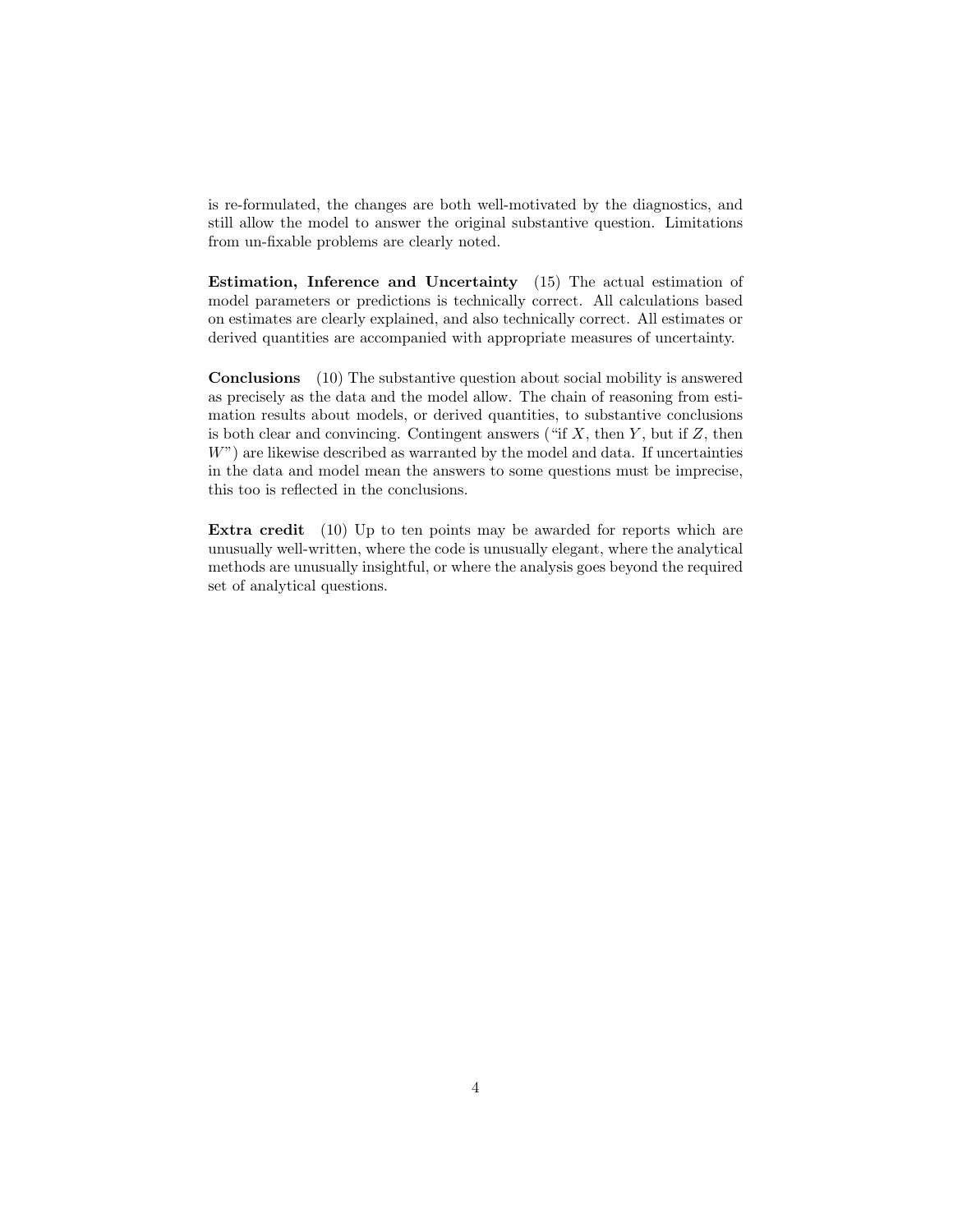is re-formulated, the changes are both well-motivated by the diagnostics, and still allow the model to answer the original substantive question. Limitations from un-fixable problems are clearly noted.

**Estimation, Inference and Uncertainty** (15) The actual estimation of model parameters or predictions is technically correct. All calculations based on estimates are clearly explained, and also technically correct. All estimates or derived quantities are accompanied with appropriate measures of uncertainty.

**Conclusions** (10) The substantive question about social mobility is answered as precisely as the data and the model allow. The chain of reasoning from estimation results about models, or derived quantities, to substantive conclusions is both clear and convincing. Contingent answers ("if $X$, then $Y$, but if $Z$, then $W$") are likewise described as warranted by the model and data. If uncertainties in the data and model mean the answers to some questions must be imprecise, this too is reflected in the conclusions.

**Extra credit** (10) Up to ten points may be awarded for reports which are unusually well-written, where the code is unusually elegant, where the analytical methods are unusually insightful, or where the analysis goes beyond the required set of analytical questions.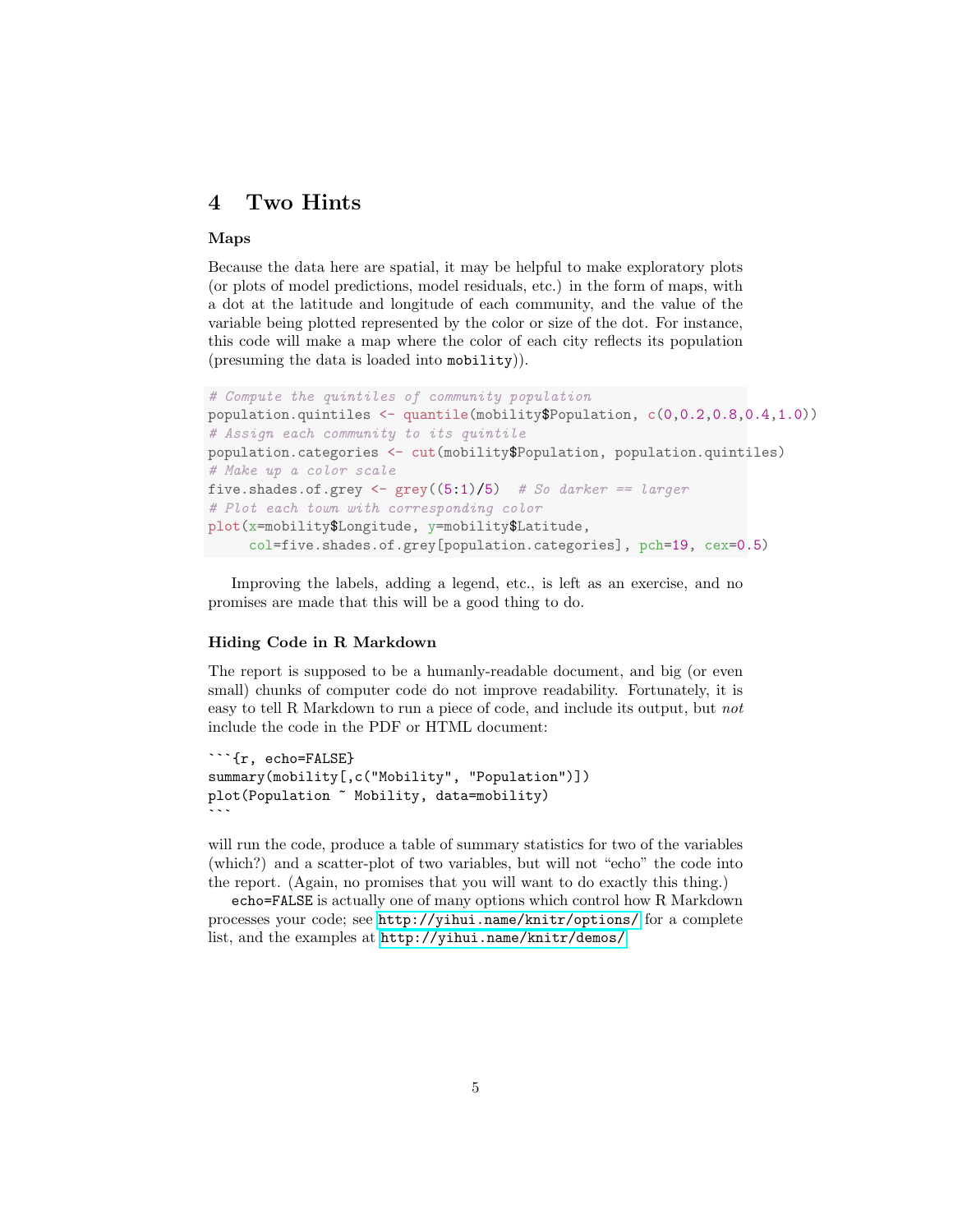# 4 Two Hints

### Maps

Because the data here are spatial, it may be helpful to make exploratory plots (or plots of model predictions, model residuals, etc.) in the form of maps, with a dot at the latitude and longitude of each community, and the value of the variable being plotted represented by the color or size of the dot. For instance, this code will make a map where the color of each city reflects its population (presuming the data is loaded into `mobility`)).

```
# Compute the quintiles of community population
population.quintiles <- quantile(mobility$Population, c(0,0.2,0.8,0.4,1.0))
# Assign each community to its quintile
population.categories <- cut(mobility$Population, population.quintiles)
# Make up a color scale
five.shades.of.grey <- grey((5:1)/5)  # So darker == larger
# Plot each town with corresponding color
plot(x=mobility$Longitude, y=mobility$Latitude,
     col=five.shades.of.grey[population.categories], pch=19, cex=0.5)
```

Improving the labels, adding a legend, etc., is left as an exercise, and no promises are made that this will be a good thing to do.

### Hiding Code in R Markdown

The report is supposed to be a humanly-readable document, and big (or even small) chunks of computer code do not improve readability. Fortunately, it is easy to tell R Markdown to run a piece of code, and include its output, but *not* include the code in the PDF or HTML document:

````
```{r, echo=FALSE}
summary(mobility[,c("Mobility", "Population")])
plot(Population ~ Mobility, data=mobility)
```
````

will run the code, produce a table of summary statistics for two of the variables (which?) and a scatter-plot of two variables, but will not "echo" the code into the report. (Again, no promises that you will want to do exactly this thing.)

`echo=FALSE` is actually one of many options which control how R Markdown processes your code; see http://yihui.name/knitr/options/ for a complete list, and the examples at http://yihui.name/knitr/demos/